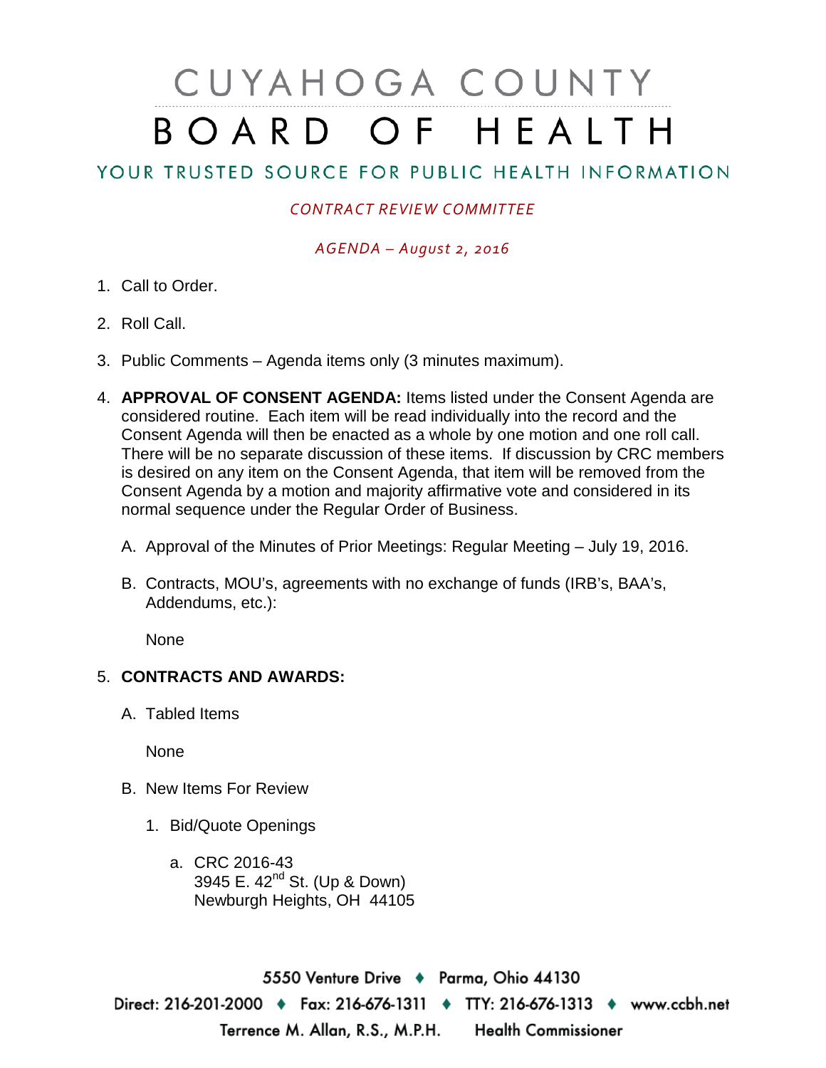# CUYAHOGA COUNTY BOARD OF HEALTH

YOUR TRUSTED SOURCE FOR PUBLIC HEALTH INFORMATION

*CONTRACT REVIEW COMMITTEE*

*AGENDA – August 2, 2016*

1. Call to Order.

2. Roll Call.

3. Public Comments – Agenda items only (3 minutes maximum).

4. **APPROVAL OF CONSENT AGENDA:** Items listed under the Consent Agenda are considered routine. Each item will be read individually into the record and the Consent Agenda will then be enacted as a whole by one motion and one roll call. There will be no separate discussion of these items. If discussion by CRC members is desired on any item on the Consent Agenda, that item will be removed from the Consent Agenda by a motion and majority affirmative vote and considered in its normal sequence under the Regular Order of Business.

   A. Approval of the Minutes of Prior Meetings: Regular Meeting – July 19, 2016.

   B. Contracts, MOU's, agreements with no exchange of funds (IRB's, BAA's, Addendums, etc.):

      None

5. **CONTRACTS AND AWARDS:**

   A. Tabled Items

      None

   B. New Items For Review

      1. Bid/Quote Openings

         a. CRC 2016-43
            3945 E. 42nd St. (Up & Down)
            Newburgh Heights, OH 44105

5550 Venture Drive ♦ Parma, Ohio 44130
Direct: 216-201-2000 ♦ Fax: 216-676-1311 ♦ TTY: 216-676-1313 ♦ www.ccbh.net
Terrence M. Allan, R.S., M.P.H. Health Commissioner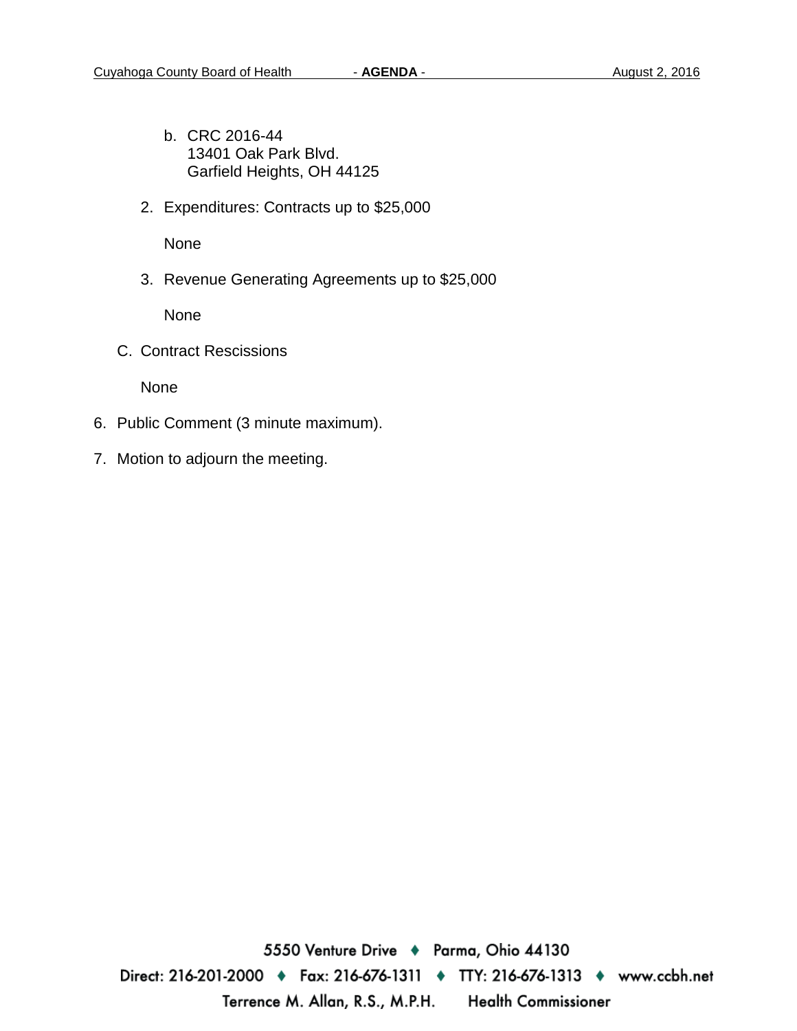b. CRC 2016-44
   13401 Oak Park Blvd.
   Garfield Heights, OH 44125

2. Expenditures: Contracts up to $25,000

   None

3. Revenue Generating Agreements up to $25,000

   None

C. Contract Rescissions

   None

6. Public Comment (3 minute maximum).

7. Motion to adjourn the meeting.

5550 Venture Drive ♦ Parma, Ohio 44130
Direct: 216-201-2000 ♦ Fax: 216-676-1311 ♦ TTY: 216-676-1313 ♦ www.ccbh.net
Terrence M. Allan, R.S., M.P.H. Health Commissioner